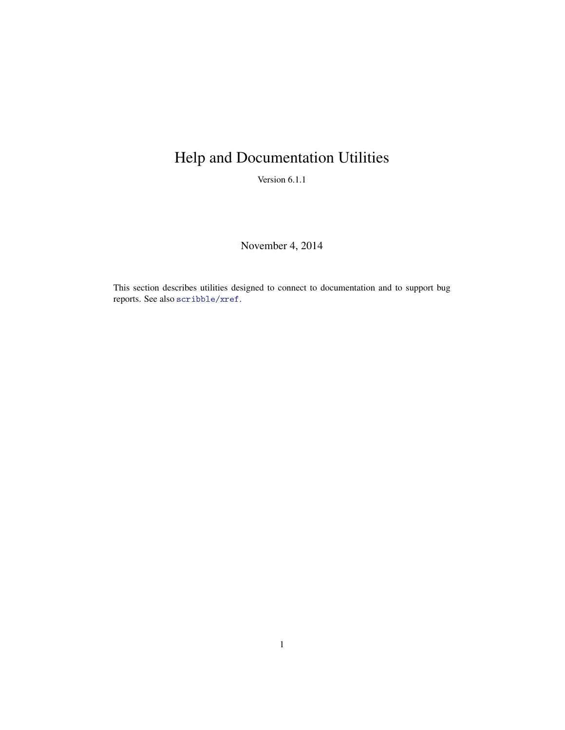# Help and Documentation Utilities

Version 6.1.1

November 4, 2014

This section describes utilities designed to connect to documentation and to support bug reports. See also `scribble/xref`.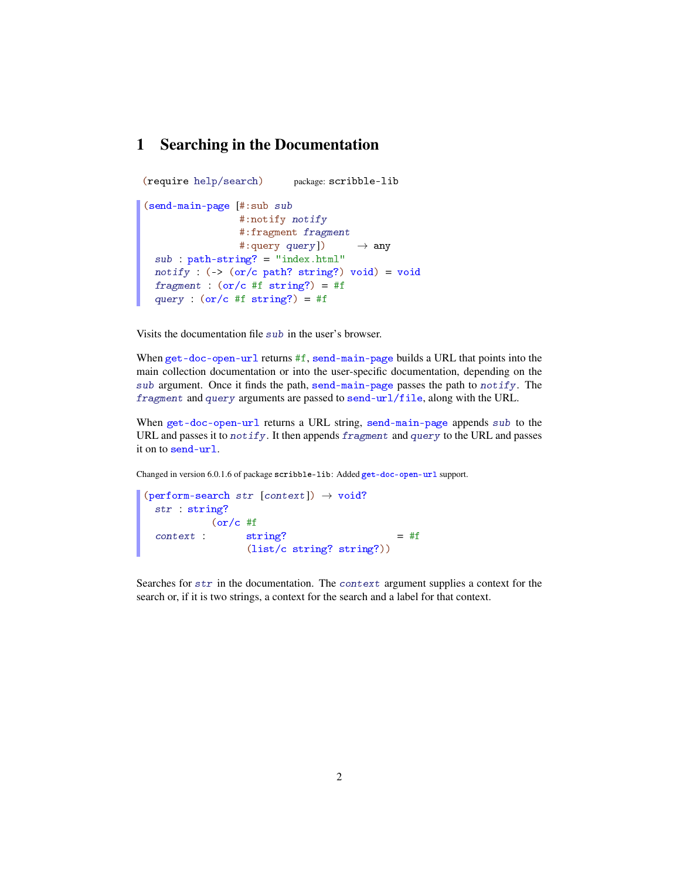# 1 Searching in the Documentation

```
(require help/search)        package: scribble-lib
```

```
(send-main-page [#:sub sub
                 #:notify notify
                 #:fragment fragment
                 #:query query])      → any
  sub : path-string? = "index.html"
  notify : (-> (or/c path? string?) void) = void
  fragment : (or/c #f string?) = #f
  query : (or/c #f string?) = #f
```

Visits the documentation file *sub* in the user's browser.

When `get-doc-open-url` returns `#f`, `send-main-page` builds a URL that points into the main collection documentation or into the user-specific documentation, depending on the *sub* argument. Once it finds the path, `send-main-page` passes the path to *notify*. The *fragment* and *query* arguments are passed to `send-url/file`, along with the URL.

When `get-doc-open-url` returns a URL string, `send-main-page` appends *sub* to the URL and passes it to *notify*. It then appends *fragment* and *query* to the URL and passes it on to `send-url`.

Changed in version 6.0.1.6 of package `scribble-lib`: Added `get-doc-open-url` support.

```
(perform-search str [context]) → void?
  str : string?
             (or/c #f
  context :        string?                     = #f
                   (list/c string? string?))
```

Searches for *str* in the documentation. The *context* argument supplies a context for the search or, if it is two strings, a context for the search and a label for that context.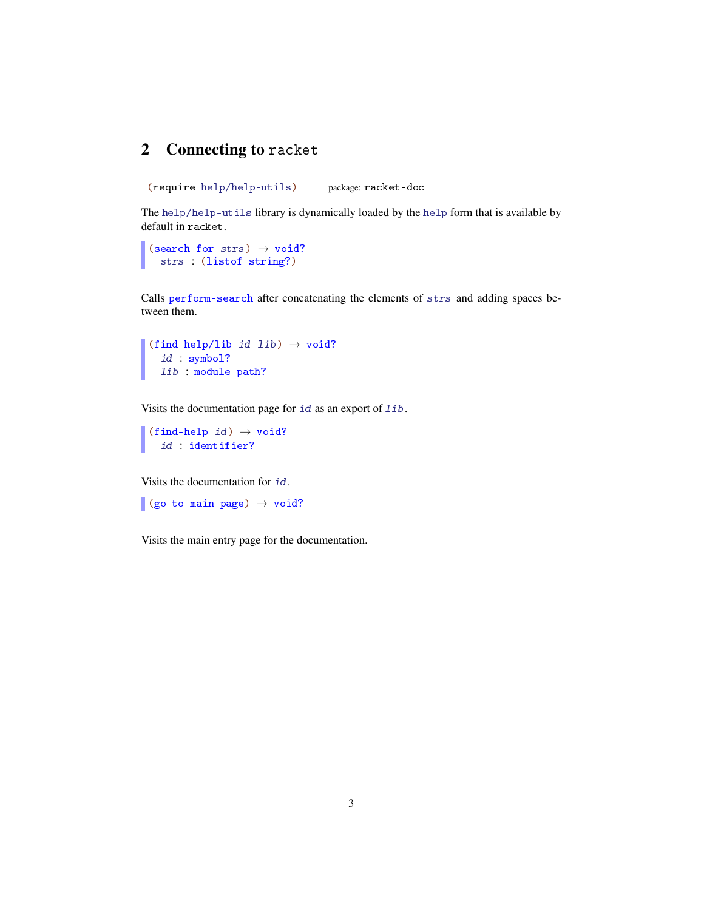## 2 Connecting to `racket`

```
(require help/help-utils)
```
package: `racket-doc`

The `help/help-utils` library is dynamically loaded by the `help` form that is available by default in `racket`.

```
(search-for strs) → void?
  strs : (listof string?)
```

Calls `perform-search` after concatenating the elements of *`strs`* and adding spaces between them.

```
(find-help/lib id lib) → void?
  id : symbol?
  lib : module-path?
```

Visits the documentation page for *`id`* as an export of *`lib`*.

```
(find-help id) → void?
  id : identifier?
```

Visits the documentation for *`id`*.

```
(go-to-main-page) → void?
```

Visits the main entry page for the documentation.